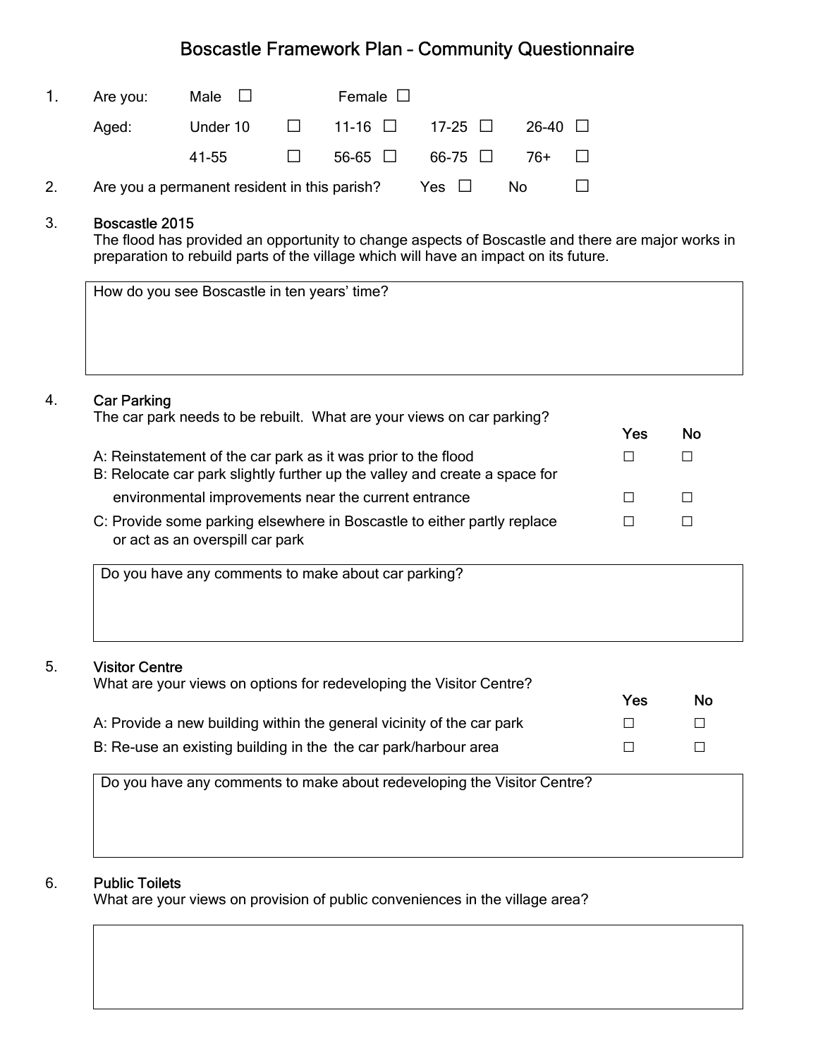# Boscastle Framework Plan – Community Questionnaire

1. Are you: Male ☐ Female ☐

   Aged: Under 10 ☐ 11-16 ☐ 17-25 ☐ 26-40 ☐

   41-55 ☐ 56-65 ☐ 66-75 ☐ 76+ ☐

2. Are you a permanent resident in this parish? Yes ☐ No ☐

3. **Boscastle 2015**

   The flood has provided an opportunity to change aspects of Boscastle and there are major works in preparation to rebuild parts of the village which will have an impact on its future.

   How do you see Boscastle in ten years' time?

4. **Car Parking**

   The car park needs to be rebuilt. What are your views on car parking?

| | Yes | No |
|---|---|---|
| A: Reinstatement of the car park as it was prior to the flood | ☐ | ☐ |
| B: Relocate car park slightly further up the valley and create a space for environmental improvements near the current entrance | ☐ | ☐ |
| C: Provide some parking elsewhere in Boscastle to either partly replace or act as an overspill car park | ☐ | ☐ |

   Do you have any comments to make about car parking?

5. **Visitor Centre**

   What are your views on options for redeveloping the Visitor Centre?

| | Yes | No |
|---|---|---|
| A: Provide a new building within the general vicinity of the car park | ☐ | ☐ |
| B: Re-use an existing building in the the car park/harbour area | ☐ | ☐ |

   Do you have any comments to make about redeveloping the Visitor Centre?

6. **Public Toilets**

   What are your views on provision of public conveniences in the village area?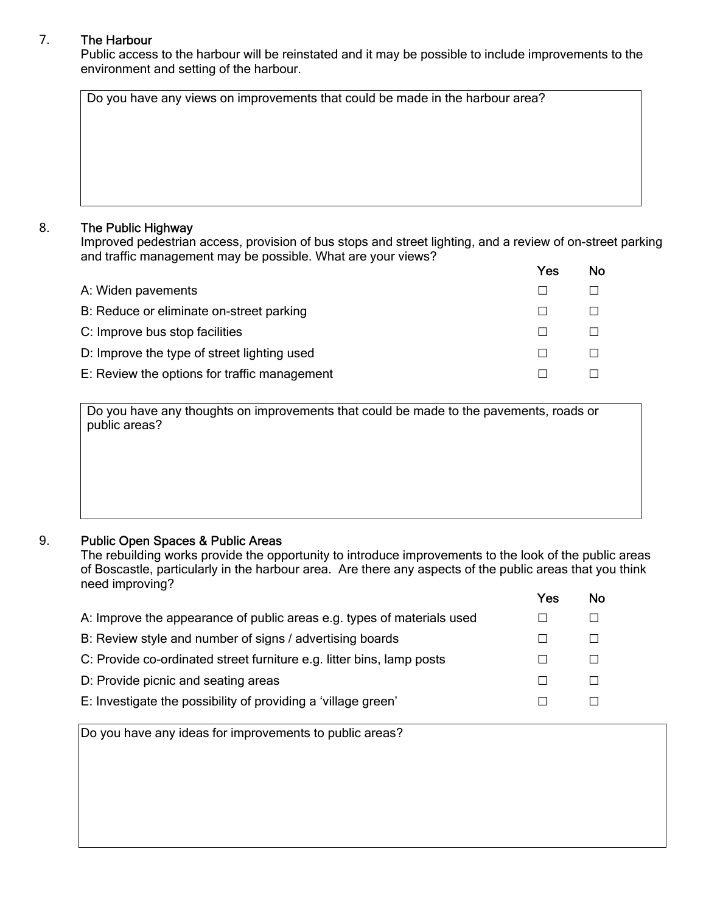7. **The Harbour**

Public access to the harbour will be reinstated and it may be possible to include improvements to the environment and setting of the harbour.

| Do you have any views on improvements that could be made in the harbour area? |
|---|
| |

8. **The Public Highway**

Improved pedestrian access, provision of bus stops and street lighting, and a review of on-street parking and traffic management may be possible. What are your views?

| | Yes | No |
|---|---|---|
| A: Widen pavements | ☐ | ☐ |
| B: Reduce or eliminate on-street parking | ☐ | ☐ |
| C: Improve bus stop facilities | ☐ | ☐ |
| D: Improve the type of street lighting used | ☐ | ☐ |
| E: Review the options for traffic management | ☐ | ☐ |

| Do you have any thoughts on improvements that could be made to the pavements, roads or public areas? |
|---|
| |

9. **Public Open Spaces & Public Areas**

The rebuilding works provide the opportunity to introduce improvements to the look of the public areas of Boscastle, particularly in the harbour area. Are there any aspects of the public areas that you think need improving?

| | Yes | No |
|---|---|---|
| A: Improve the appearance of public areas e.g. types of materials used | ☐ | ☐ |
| B: Review style and number of signs / advertising boards | ☐ | ☐ |
| C: Provide co-ordinated street furniture e.g. litter bins, lamp posts | ☐ | ☐ |
| D: Provide picnic and seating areas | ☐ | ☐ |
| E: Investigate the possibility of providing a 'village green' | ☐ | ☐ |

| Do you have any ideas for improvements to public areas? |
|---|
| |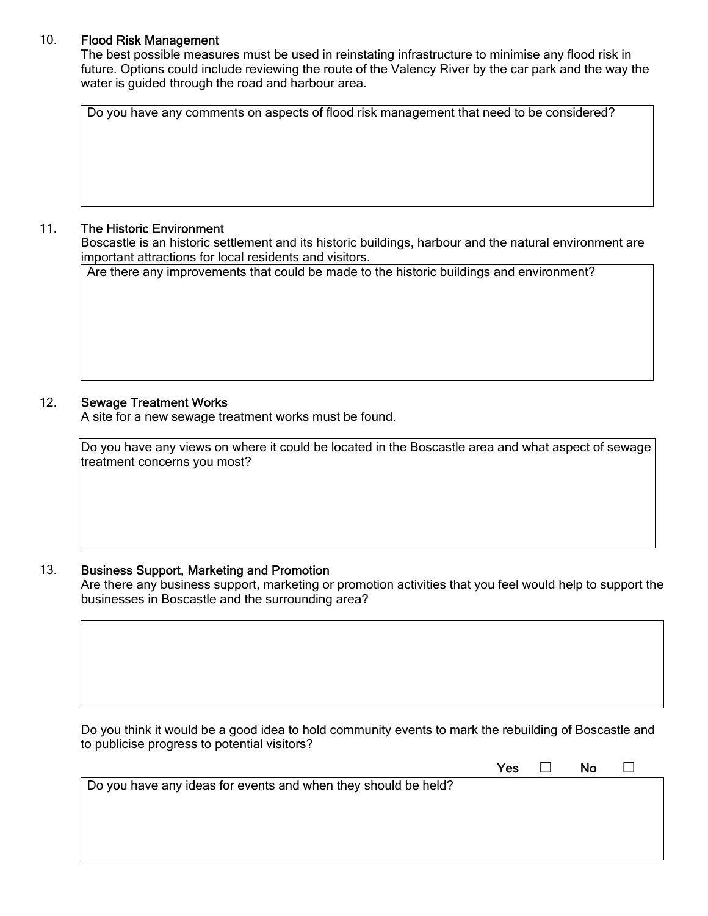10. **Flood Risk Management**

The best possible measures must be used in reinstating infrastructure to minimise any flood risk in future. Options could include reviewing the route of the Valency River by the car park and the way the water is guided through the road and harbour area.

Do you have any comments on aspects of flood risk management that need to be considered?

11. **The Historic Environment**

Boscastle is an historic settlement and its historic buildings, harbour and the natural environment are important attractions for local residents and visitors.

Are there any improvements that could be made to the historic buildings and environment?

12. **Sewage Treatment Works**

A site for a new sewage treatment works must be found.

Do you have any views on where it could be located in the Boscastle area and what aspect of sewage treatment concerns you most?

13. **Business Support, Marketing and Promotion**

Are there any business support, marketing or promotion activities that you feel would help to support the businesses in Boscastle and the surrounding area?

Do you think it would be a good idea to hold community events to mark the rebuilding of Boscastle and to publicise progress to potential visitors?

**Yes** ☐ **No** ☐

Do you have any ideas for events and when they should be held?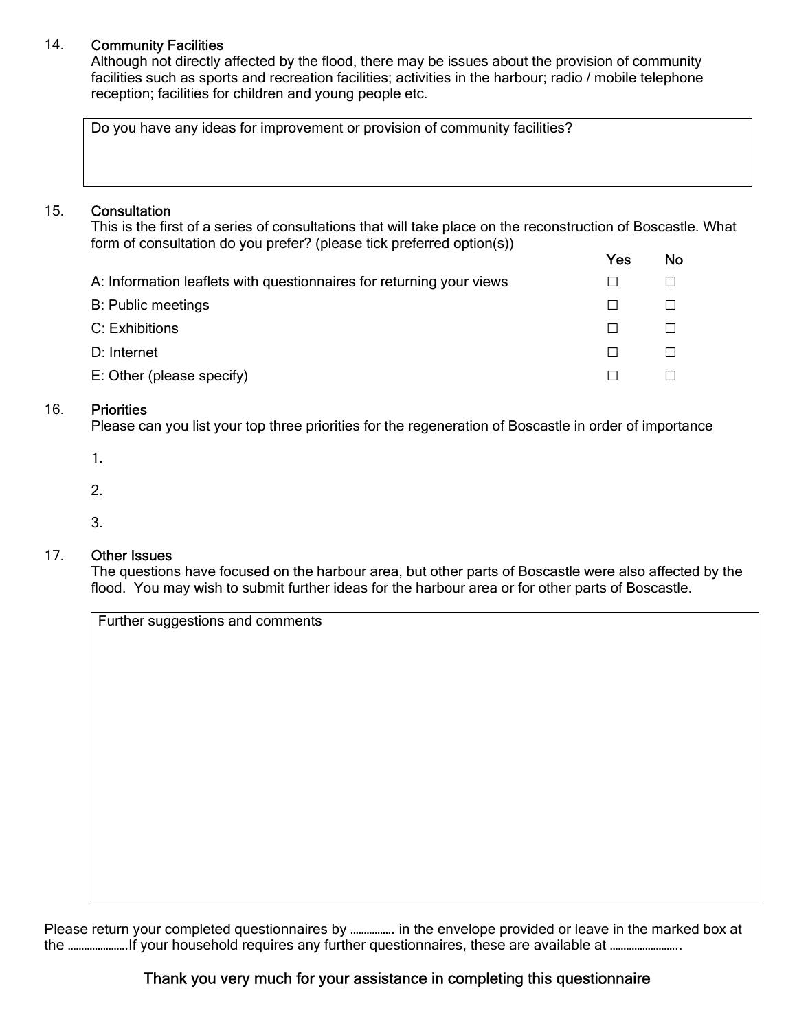14. **Community Facilities**

Although not directly affected by the flood, there may be issues about the provision of community facilities such as sports and recreation facilities; activities in the harbour; radio / mobile telephone reception; facilities for children and young people etc.

| Do you have any ideas for improvement or provision of community facilities? |
|---|
| |

15. **Consultation**

This is the first of a series of consultations that will take place on the reconstruction of Boscastle. What form of consultation do you prefer? (please tick preferred option(s))

| | Yes | No |
|---|---|---|
| A: Information leaflets with questionnaires for returning your views | ☐ | ☐ |
| B: Public meetings | ☐ | ☐ |
| C: Exhibitions | ☐ | ☐ |
| D: Internet | ☐ | ☐ |
| E: Other (please specify) | ☐ | ☐ |

16. **Priorities**

Please can you list your top three priorities for the regeneration of Boscastle in order of importance

1.

2.

3.

17. **Other Issues**

The questions have focused on the harbour area, but other parts of Boscastle were also affected by the flood. You may wish to submit further ideas for the harbour area or for other parts of Boscastle.

| Further suggestions and comments |
|---|
| |

Please return your completed questionnaires by ……………. in the envelope provided or leave in the marked box at the …………………..If your household requires any further questionnaires, these are available at ……………………..

Thank you very much for your assistance in completing this questionnaire